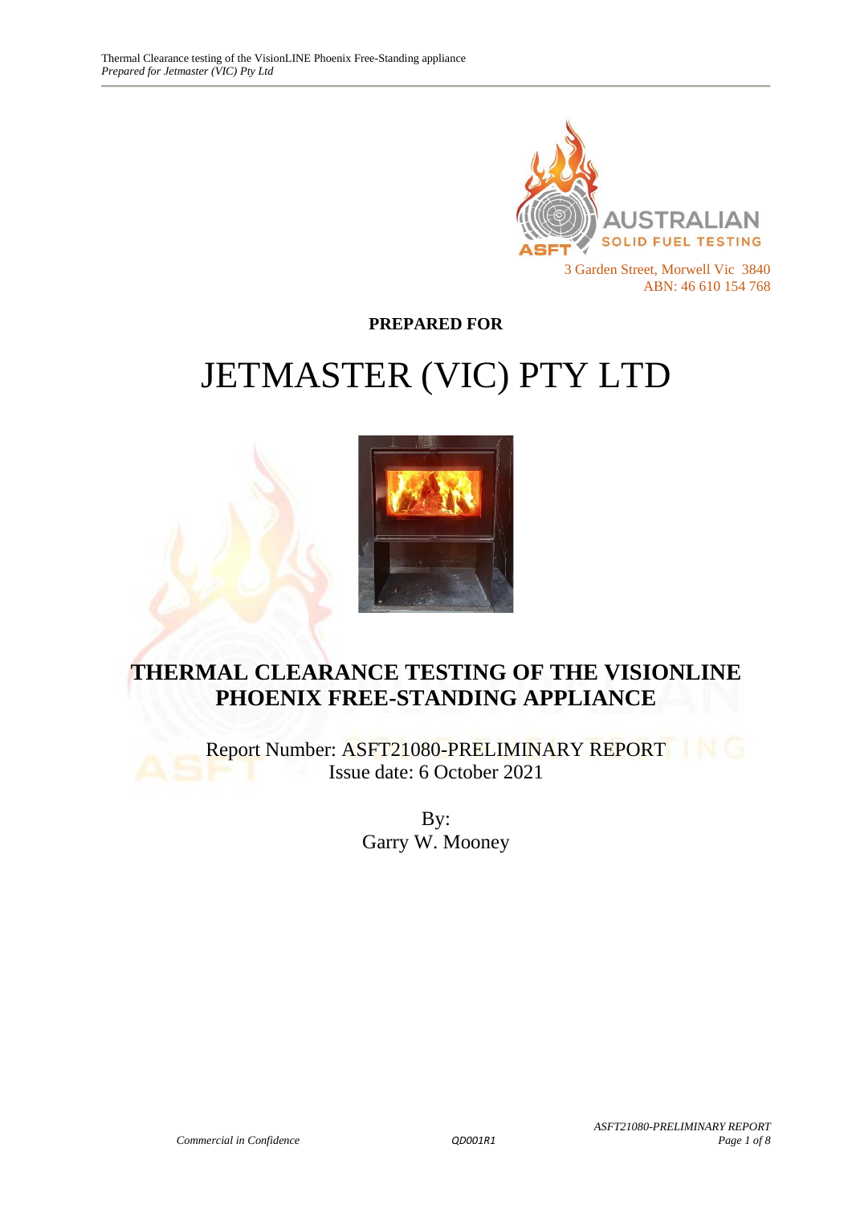AUSTRALIAN SOLID FUEL TESTING

3 Garden Street, Morwell Vic 3840
ABN: 46 610 154 768

**PREPARED FOR**

# JETMASTER (VIC) PTY LTD

# THERMAL CLEARANCE TESTING OF THE VISIONLINE PHOENIX FREE-STANDING APPLIANCE

Report Number: ASFT21080-PRELIMINARY REPORT
Issue date: 6 October 2021

By:
Garry W. Mooney

*Commercial in Confidence* QD001R1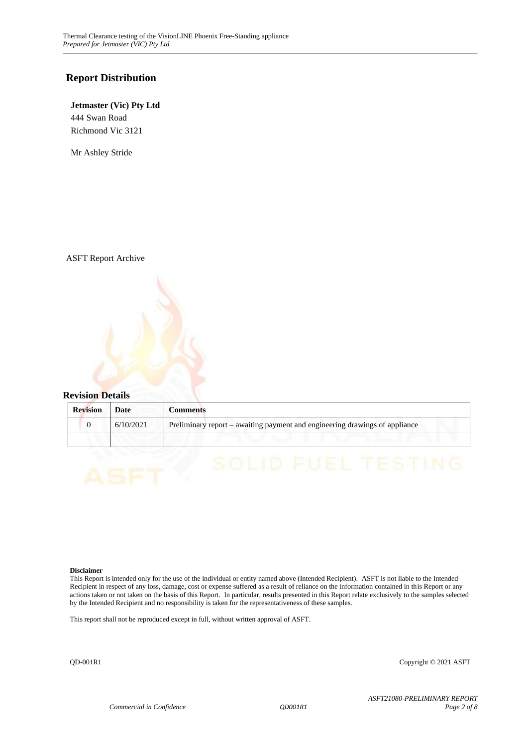## Report Distribution

**Jetmaster (Vic) Pty Ltd**
444 Swan Road
Richmond Vic 3121

Mr Ashley Stride

ASFT Report Archive

## Revision Details

| Revision | Date | Comments |
|---|---|---|
| 0 | 6/10/2021 | Preliminary report – awaiting payment and engineering drawings of appliance |
| | | |

**Disclaimer**
This Report is intended only for the use of the individual or entity named above (Intended Recipient). ASFT is not liable to the Intended Recipient in respect of any loss, damage, cost or expense suffered as a result of reliance on the information contained in this Report or any actions taken or not taken on the basis of this Report. In particular, results presented in this Report relate exclusively to the samples selected by the Intended Recipient and no responsibility is taken for the representativeness of these samples.

This report shall not be reproduced except in full, without written approval of ASFT.

QD-001R1 Copyright © 2021 ASFT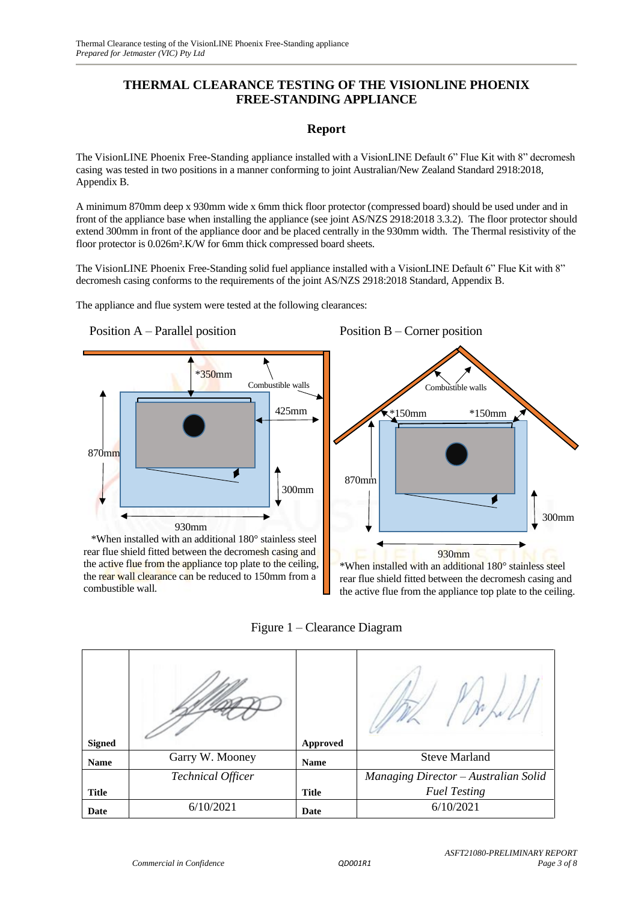# THERMAL CLEARANCE TESTING OF THE VISIONLINE PHOENIX FREE-STANDING APPLIANCE

## Report

The VisionLINE Phoenix Free-Standing appliance installed with a VisionLINE Default 6" Flue Kit with 8" decromesh casing was tested in two positions in a manner conforming to joint Australian/New Zealand Standard 2918:2018, Appendix B.

A minimum 870mm deep x 930mm wide x 6mm thick floor protector (compressed board) should be used under and in front of the appliance base when installing the appliance (see joint AS/NZS 2918:2018 3.3.2). The floor protector should extend 300mm in front of the appliance door and be placed centrally in the 930mm width. The Thermal resistivity of the floor protector is 0.026m².K/W for 6mm thick compressed board sheets.

The VisionLINE Phoenix Free-Standing solid fuel appliance installed with a VisionLINE Default 6" Flue Kit with 8" decromesh casing conforms to the requirements of the joint AS/NZS 2918:2018 Standard, Appendix B.

The appliance and flue system were tested at the following clearances:

Position A – Parallel position

*350mm

Combustible walls

425mm

870mm

300mm

930mm

*When installed with an additional 180° stainless steel rear flue shield fitted between the decromesh casing and the active flue from the appliance top plate to the ceiling, the rear wall clearance can be reduced to 150mm from a combustible wall.

Position B – Corner position

Combustible walls

*150mm *150mm

870mm

300mm

930mm

*When installed with an additional 180° stainless steel rear flue shield fitted between the decromesh casing and the active flue from the appliance top plate to the ceiling.

Figure 1 – Clearance Diagram

| | | | |
|---|---|---|---|
| **Signed** | [signature] | **Approved** | [signature] |
| **Name** | Garry W. Mooney | **Name** | Steve Marland |
| **Title** | *Technical Officer* | **Title** | *Managing Director – Australian Solid Fuel Testing* |
| **Date** | 6/10/2021 | **Date** | 6/10/2021 |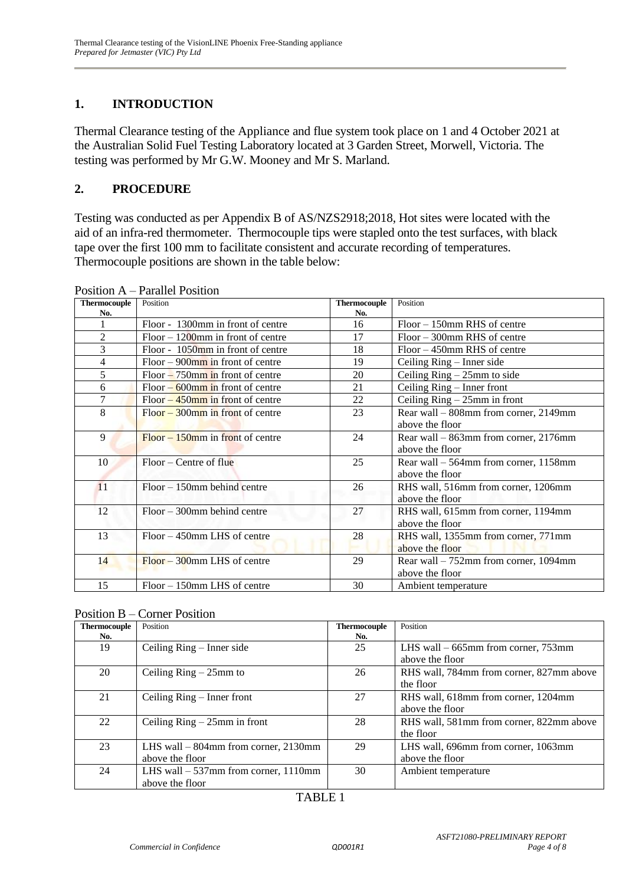## 1. INTRODUCTION

Thermal Clearance testing of the Appliance and flue system took place on 1 and 4 October 2021 at the Australian Solid Fuel Testing Laboratory located at 3 Garden Street, Morwell, Victoria. The testing was performed by Mr G.W. Mooney and Mr S. Marland.

## 2. PROCEDURE

Testing was conducted as per Appendix B of AS/NZS2918;2018, Hot sites were located with the aid of an infra-red thermometer. Thermocouple tips were stapled onto the test surfaces, with black tape over the first 100 mm to facilitate consistent and accurate recording of temperatures. Thermocouple positions are shown in the table below:

Position A – Parallel Position

| Thermocouple No. | Position | Thermocouple No. | Position |
|---|---|---|---|
| 1 | Floor - 1300mm in front of centre | 16 | Floor – 150mm RHS of centre |
| 2 | Floor – 1200mm in front of centre | 17 | Floor – 300mm RHS of centre |
| 3 | Floor - 1050mm in front of centre | 18 | Floor – 450mm RHS of centre |
| 4 | Floor – 900mm in front of centre | 19 | Ceiling Ring – Inner side |
| 5 | Floor – 750mm in front of centre | 20 | Ceiling Ring – 25mm to side |
| 6 | Floor – 600mm in front of centre | 21 | Ceiling Ring – Inner front |
| 7 | Floor – 450mm in front of centre | 22 | Ceiling Ring – 25mm in front |
| 8 | Floor – 300mm in front of centre | 23 | Rear wall – 808mm from corner, 2149mm above the floor |
| 9 | Floor – 150mm in front of centre | 24 | Rear wall – 863mm from corner, 2176mm above the floor |
| 10 | Floor – Centre of flue | 25 | Rear wall – 564mm from corner, 1158mm above the floor |
| 11 | Floor – 150mm behind centre | 26 | RHS wall, 516mm from corner, 1206mm above the floor |
| 12 | Floor – 300mm behind centre | 27 | RHS wall, 615mm from corner, 1194mm above the floor |
| 13 | Floor – 450mm LHS of centre | 28 | RHS wall, 1355mm from corner, 771mm above the floor |
| 14 | Floor – 300mm LHS of centre | 29 | Rear wall – 752mm from corner, 1094mm above the floor |
| 15 | Floor – 150mm LHS of centre | 30 | Ambient temperature |

Position B – Corner Position

| Thermocouple No. | Position | Thermocouple No. | Position |
|---|---|---|---|
| 19 | Ceiling Ring – Inner side | 25 | LHS wall – 665mm from corner, 753mm above the floor |
| 20 | Ceiling Ring – 25mm to | 26 | RHS wall, 784mm from corner, 827mm above the floor |
| 21 | Ceiling Ring – Inner front | 27 | RHS wall, 618mm from corner, 1204mm above the floor |
| 22 | Ceiling Ring – 25mm in front | 28 | RHS wall, 581mm from corner, 822mm above the floor |
| 23 | LHS wall – 804mm from corner, 2130mm above the floor | 29 | LHS wall, 696mm from corner, 1063mm above the floor |
| 24 | LHS wall – 537mm from corner, 1110mm above the floor | 30 | Ambient temperature |

TABLE 1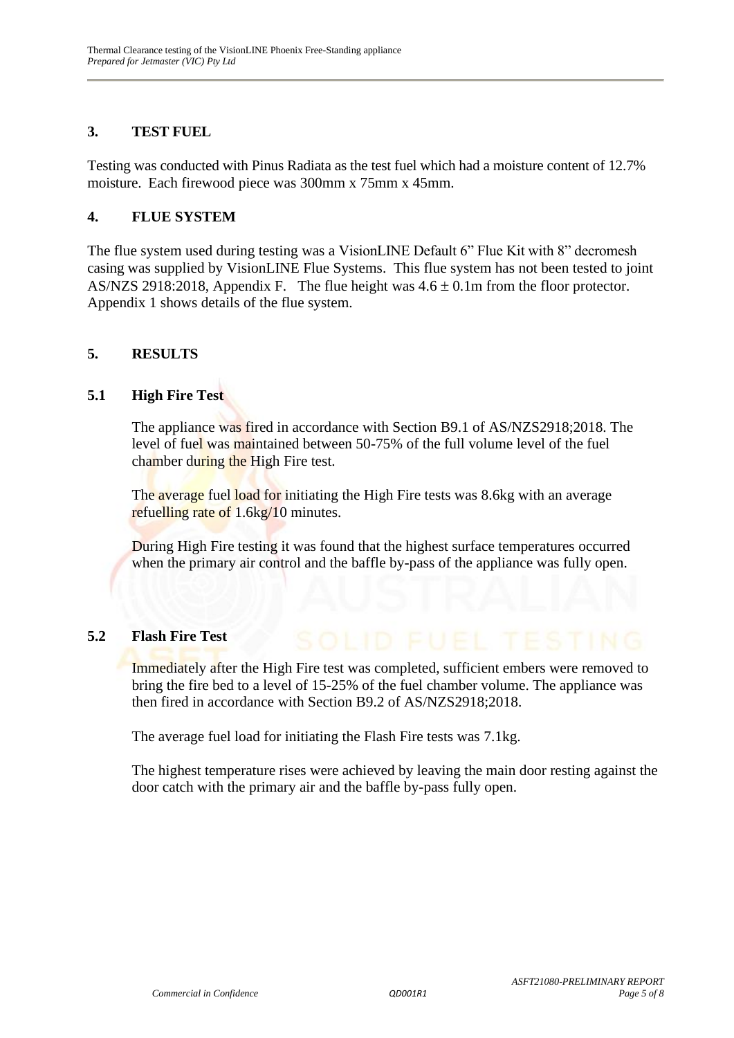## 3. TEST FUEL

Testing was conducted with Pinus Radiata as the test fuel which had a moisture content of 12.7% moisture. Each firewood piece was 300mm x 75mm x 45mm.

## 4. FLUE SYSTEM

The flue system used during testing was a VisionLINE Default 6" Flue Kit with 8" decromesh casing was supplied by VisionLINE Flue Systems. This flue system has not been tested to joint AS/NZS 2918:2018, Appendix F. The flue height was $4.6 \pm 0.1$m from the floor protector. Appendix 1 shows details of the flue system.

## 5. RESULTS

### 5.1 High Fire Test

The appliance was fired in accordance with Section B9.1 of AS/NZS2918;2018. The level of fuel was maintained between 50-75% of the full volume level of the fuel chamber during the High Fire test.

The average fuel load for initiating the High Fire tests was 8.6kg with an average refuelling rate of 1.6kg/10 minutes.

During High Fire testing it was found that the highest surface temperatures occurred when the primary air control and the baffle by-pass of the appliance was fully open.

### 5.2 Flash Fire Test

Immediately after the High Fire test was completed, sufficient embers were removed to bring the fire bed to a level of 15-25% of the fuel chamber volume. The appliance was then fired in accordance with Section B9.2 of AS/NZS2918;2018.

The average fuel load for initiating the Flash Fire tests was 7.1kg.

The highest temperature rises were achieved by leaving the main door resting against the door catch with the primary air and the baffle by-pass fully open.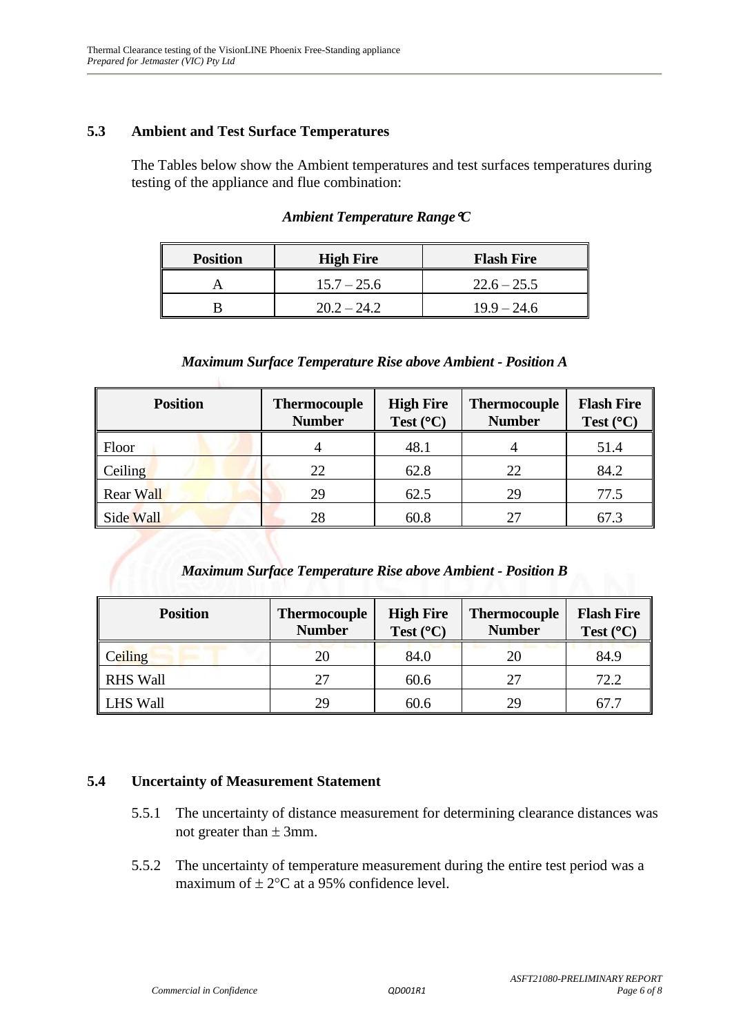## 5.3 Ambient and Test Surface Temperatures

The Tables below show the Ambient temperatures and test surfaces temperatures during testing of the appliance and flue combination:

*Ambient Temperature Range °C*

| Position | High Fire | Flash Fire |
|---|---|---|
| A | 15.7 – 25.6 | 22.6 – 25.5 |
| B | 20.2 – 24.2 | 19.9 – 24.6 |

*Maximum Surface Temperature Rise above Ambient - Position A*

| Position | Thermocouple Number | High Fire Test (°C) | Thermocouple Number | Flash Fire Test (°C) |
|---|---|---|---|---|
| Floor | 4 | 48.1 | 4 | 51.4 |
| Ceiling | 22 | 62.8 | 22 | 84.2 |
| Rear Wall | 29 | 62.5 | 29 | 77.5 |
| Side Wall | 28 | 60.8 | 27 | 67.3 |

*Maximum Surface Temperature Rise above Ambient - Position B*

| Position | Thermocouple Number | High Fire Test (°C) | Thermocouple Number | Flash Fire Test (°C) |
|---|---|---|---|---|
| Ceiling | 20 | 84.0 | 20 | 84.9 |
| RHS Wall | 27 | 60.6 | 27 | 72.2 |
| LHS Wall | 29 | 60.6 | 29 | 67.7 |

## 5.4 Uncertainty of Measurement Statement

5.5.1 The uncertainty of distance measurement for determining clearance distances was not greater than ± 3mm.

5.5.2 The uncertainty of temperature measurement during the entire test period was a maximum of ± 2°C at a 95% confidence level.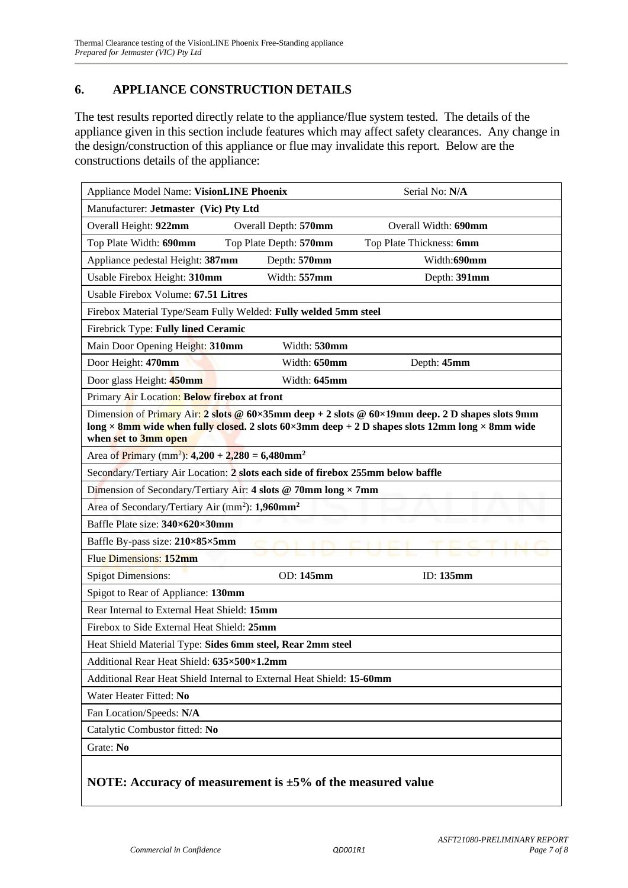## 6. APPLIANCE CONSTRUCTION DETAILS

The test results reported directly relate to the appliance/flue system tested. The details of the appliance given in this section include features which may affect safety clearances. Any change in the design/construction of this appliance or flue may invalidate this report. Below are the constructions details of the appliance:

| | | |
|---|---|---|
| Appliance Model Name: **VisionLINE Phoenix** | | Serial No: **N/A** |
| Manufacturer: **Jetmaster (Vic) Pty Ltd** | | |
| Overall Height: **922mm** | Overall Depth: **570mm** | Overall Width: **690mm** |
| Top Plate Width: **690mm** | Top Plate Depth: **570mm** | Top Plate Thickness: **6mm** |
| Appliance pedestal Height: **387mm** | Depth: **570mm** | Width:**690mm** |
| Usable Firebox Height: **310mm** | Width: **557mm** | Depth: **391mm** |
| Usable Firebox Volume: **67.51 Litres** | | |
| Firebox Material Type/Seam Fully Welded: **Fully welded 5mm steel** | | |
| Firebrick Type: **Fully lined Ceramic** | | |
| Main Door Opening Height: **310mm** | Width: **530mm** | |
| Door Height: **470mm** | Width: **650mm** | Depth: **45mm** |
| Door glass Height: **450mm** | Width: **645mm** | |
| Primary Air Location: **Below firebox at front** | | |
| Dimension of Primary Air: **2 slots @ 60×35mm deep + 2 slots @ 60×19mm deep. 2 D shapes slots 9mm long × 8mm wide when fully closed. 2 slots 60×3mm deep + 2 D shapes slots 12mm long × 8mm wide when set to 3mm open** | | |
| Area of Primary (mm$^2$): **4,200 + 2,280 = 6,480mm$^2$** | | |
| Secondary/Tertiary Air Location: **2 slots each side of firebox 255mm below baffle** | | |
| Dimension of Secondary/Tertiary Air: **4 slots @ 70mm long × 7mm** | | |
| Area of Secondary/Tertiary Air (mm$^2$): **1,960mm$^2$** | | |
| Baffle Plate size: **340×620×30mm** | | |
| Baffle By-pass size: **210×85×5mm** | | |
| Flue Dimensions: **152mm** | | |
| Spigot Dimensions: | OD: **145mm** | ID: **135mm** |
| Spigot to Rear of Appliance: **130mm** | | |
| Rear Internal to External Heat Shield: **15mm** | | |
| Firebox to Side External Heat Shield: **25mm** | | |
| Heat Shield Material Type: **Sides 6mm steel, Rear 2mm steel** | | |
| Additional Rear Heat Shield: **635×500×1.2mm** | | |
| Additional Rear Heat Shield Internal to External Heat Shield: **15-60mm** | | |
| Water Heater Fitted: **No** | | |
| Fan Location/Speeds: **N/A** | | |
| Catalytic Combustor fitted: **No** | | |
| Grate: **No** | | |

**NOTE: Accuracy of measurement is ±5% of the measured value**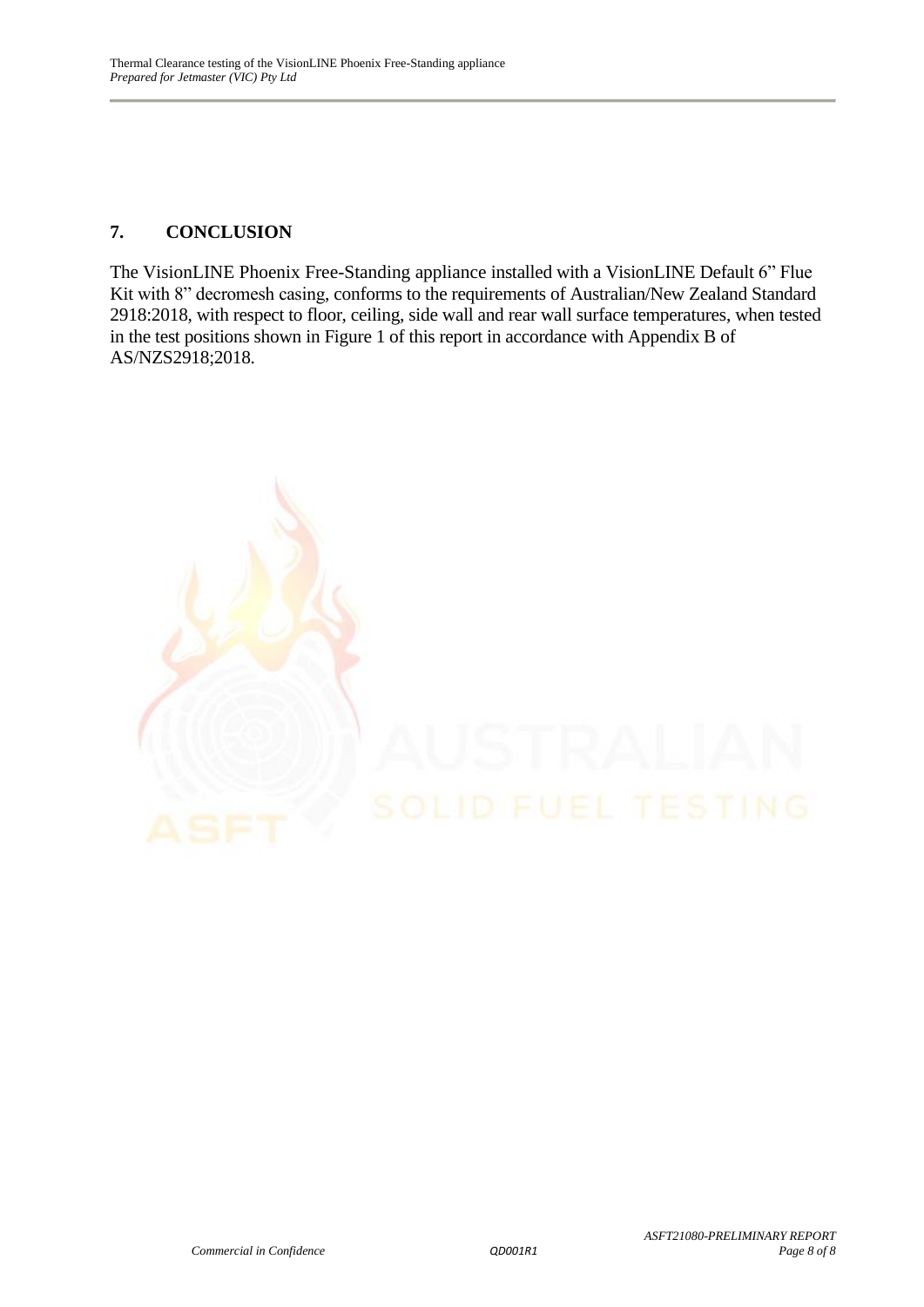## 7. CONCLUSION

The VisionLINE Phoenix Free-Standing appliance installed with a VisionLINE Default 6" Flue Kit with 8" decromesh casing, conforms to the requirements of Australian/New Zealand Standard 2918:2018, with respect to floor, ceiling, side wall and rear wall surface temperatures, when tested in the test positions shown in Figure 1 of this report in accordance with Appendix B of AS/NZS2918;2018.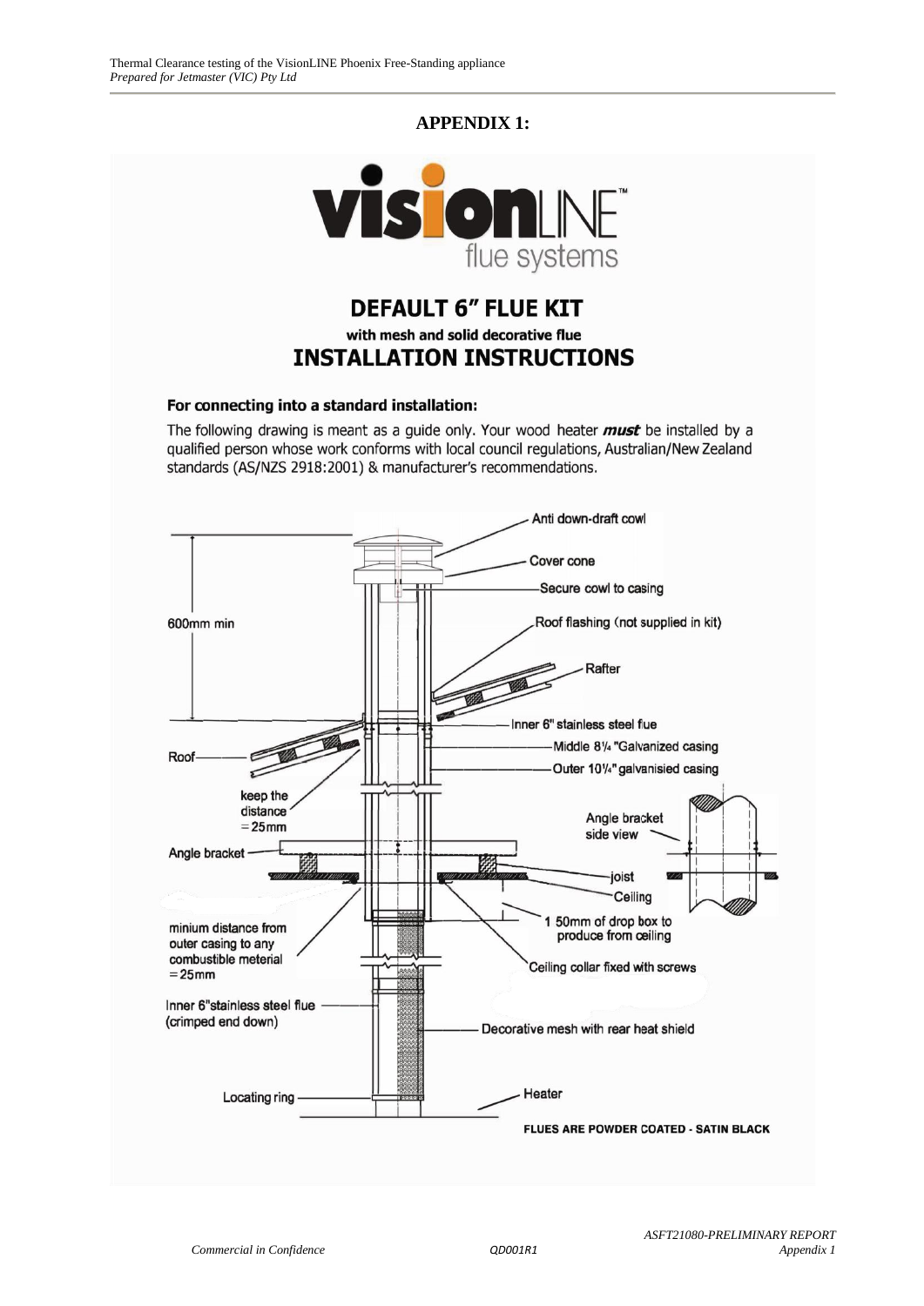## APPENDIX 1:

visionLINE™ flue systems

# DEFAULT 6" FLUE KIT

**with mesh and solid decorative flue**

# INSTALLATION INSTRUCTIONS

### For connecting into a standard installation:

The following drawing is meant as a guide only. Your wood heater ***must*** be installed by a qualified person whose work conforms with local council regulations, Australian/New Zealand standards (AS/NZS 2918:2001) & manufacturer's recommendations.

Anti down-draft cowl

Cover cone

Secure cowl to casing

600mm min

Roof flashing (not supplied in kit)

Rafter

Inner 6" stainless steel flue

Middle 8¼ "Galvanized casing

Roof

Outer 10¼" galvanisied casing

keep the distance = 25mm

Angle bracket side view

Angle bracket

joist

Ceiling

minium distance from outer casing to any combustible meterial = 25mm

1 50mm of drop box to produce from ceiling

Ceiling collar fixed with screws

Inner 6"stainless steel flue (crimped end down)

Decorative mesh with rear heat shield

Locating ring

Heater

FLUES ARE POWDER COATED - SATIN BLACK